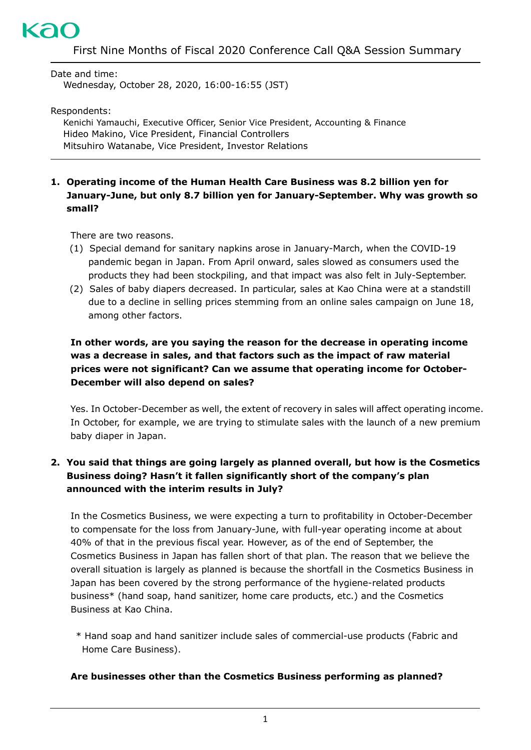Kao

# First Nine Months of Fiscal 2020 Conference Call Q&A Session Summary

Date and time:
Wednesday, October 28, 2020, 16:00-16:55 (JST)

Respondents:
Kenichi Yamauchi, Executive Officer, Senior Vice President, Accounting & Finance
Hideo Makino, Vice President, Financial Controllers
Mitsuhiro Watanabe, Vice President, Investor Relations

---

**1. Operating income of the Human Health Care Business was 8.2 billion yen for January-June, but only 8.7 billion yen for January-September. Why was growth so small?**

There are two reasons.

(1) Special demand for sanitary napkins arose in January-March, when the COVID-19 pandemic began in Japan. From April onward, sales slowed as consumers used the products they had been stockpiling, and that impact was also felt in July-September.

(2) Sales of baby diapers decreased. In particular, sales at Kao China were at a standstill due to a decline in selling prices stemming from an online sales campaign on June 18, among other factors.

**In other words, are you saying the reason for the decrease in operating income was a decrease in sales, and that factors such as the impact of raw material prices were not significant? Can we assume that operating income for October-December will also depend on sales?**

Yes. In October-December as well, the extent of recovery in sales will affect operating income. In October, for example, we are trying to stimulate sales with the launch of a new premium baby diaper in Japan.

**2. You said that things are going largely as planned overall, but how is the Cosmetics Business doing? Hasn't it fallen significantly short of the company's plan announced with the interim results in July?**

In the Cosmetics Business, we were expecting a turn to profitability in October-December to compensate for the loss from January-June, with full-year operating income at about 40% of that in the previous fiscal year. However, as of the end of September, the Cosmetics Business in Japan has fallen short of that plan. The reason that we believe the overall situation is largely as planned is because the shortfall in the Cosmetics Business in Japan has been covered by the strong performance of the hygiene-related products business* (hand soap, hand sanitizer, home care products, etc.) and the Cosmetics Business at Kao China.

\* Hand soap and hand sanitizer include sales of commercial-use products (Fabric and Home Care Business).

**Are businesses other than the Cosmetics Business performing as planned?**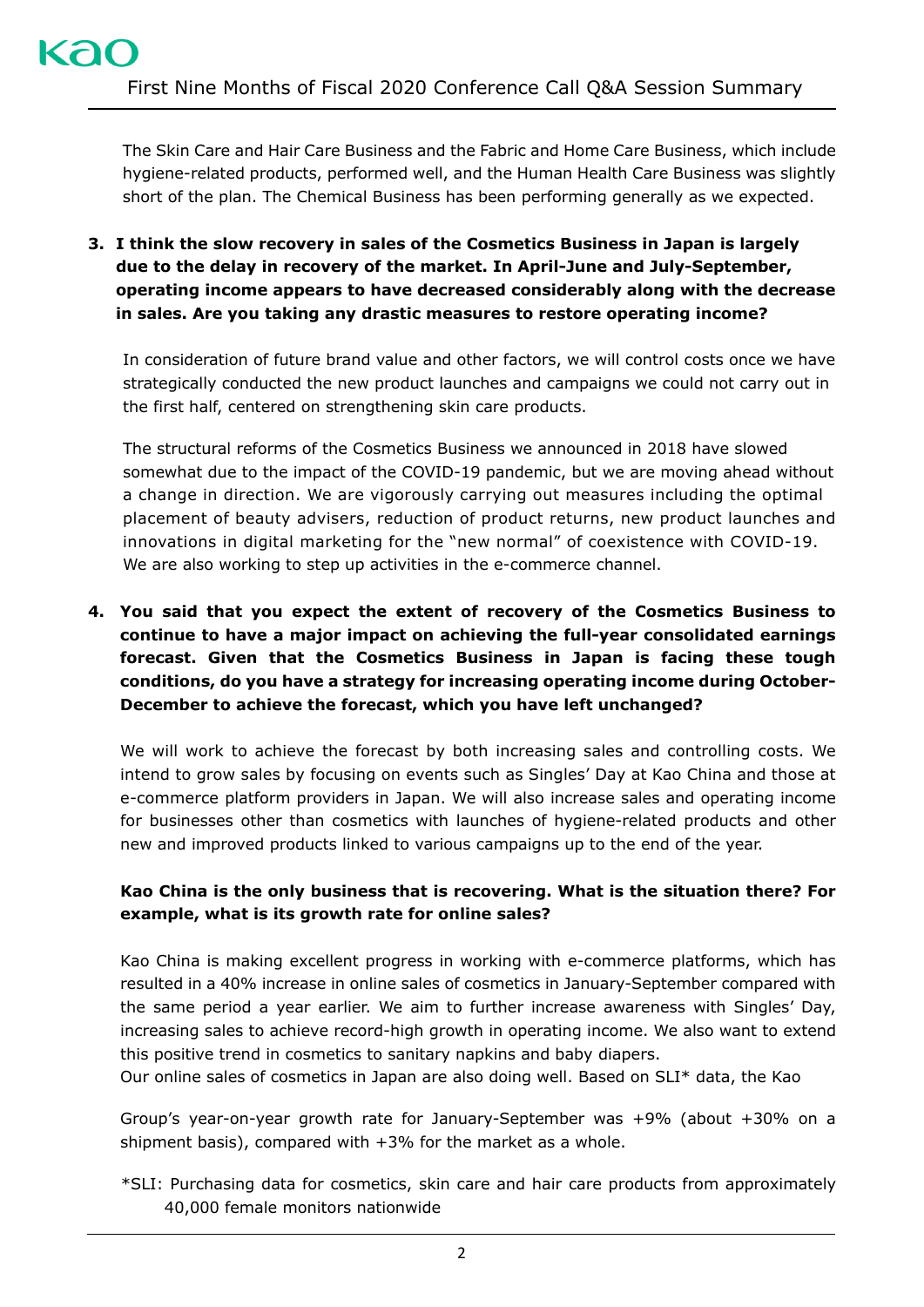The Skin Care and Hair Care Business and the Fabric and Home Care Business, which include hygiene-related products, performed well, and the Human Health Care Business was slightly short of the plan. The Chemical Business has been performing generally as we expected.

**3. I think the slow recovery in sales of the Cosmetics Business in Japan is largely due to the delay in recovery of the market. In April-June and July-September, operating income appears to have decreased considerably along with the decrease in sales. Are you taking any drastic measures to restore operating income?**

In consideration of future brand value and other factors, we will control costs once we have strategically conducted the new product launches and campaigns we could not carry out in the first half, centered on strengthening skin care products.

The structural reforms of the Cosmetics Business we announced in 2018 have slowed somewhat due to the impact of the COVID-19 pandemic, but we are moving ahead without a change in direction. We are vigorously carrying out measures including the optimal placement of beauty advisers, reduction of product returns, new product launches and innovations in digital marketing for the "new normal" of coexistence with COVID-19. We are also working to step up activities in the e-commerce channel.

**4. You said that you expect the extent of recovery of the Cosmetics Business to continue to have a major impact on achieving the full-year consolidated earnings forecast. Given that the Cosmetics Business in Japan is facing these tough conditions, do you have a strategy for increasing operating income during October-December to achieve the forecast, which you have left unchanged?**

We will work to achieve the forecast by both increasing sales and controlling costs. We intend to grow sales by focusing on events such as Singles' Day at Kao China and those at e-commerce platform providers in Japan. We will also increase sales and operating income for businesses other than cosmetics with launches of hygiene-related products and other new and improved products linked to various campaigns up to the end of the year.

**Kao China is the only business that is recovering. What is the situation there? For example, what is its growth rate for online sales?**

Kao China is making excellent progress in working with e-commerce platforms, which has resulted in a 40% increase in online sales of cosmetics in January-September compared with the same period a year earlier. We aim to further increase awareness with Singles' Day, increasing sales to achieve record-high growth in operating income. We also want to extend this positive trend in cosmetics to sanitary napkins and baby diapers.

Our online sales of cosmetics in Japan are also doing well. Based on SLI* data, the Kao Group's year-on-year growth rate for January-September was +9% (about +30% on a shipment basis), compared with +3% for the market as a whole.

*SLI: Purchasing data for cosmetics, skin care and hair care products from approximately 40,000 female monitors nationwide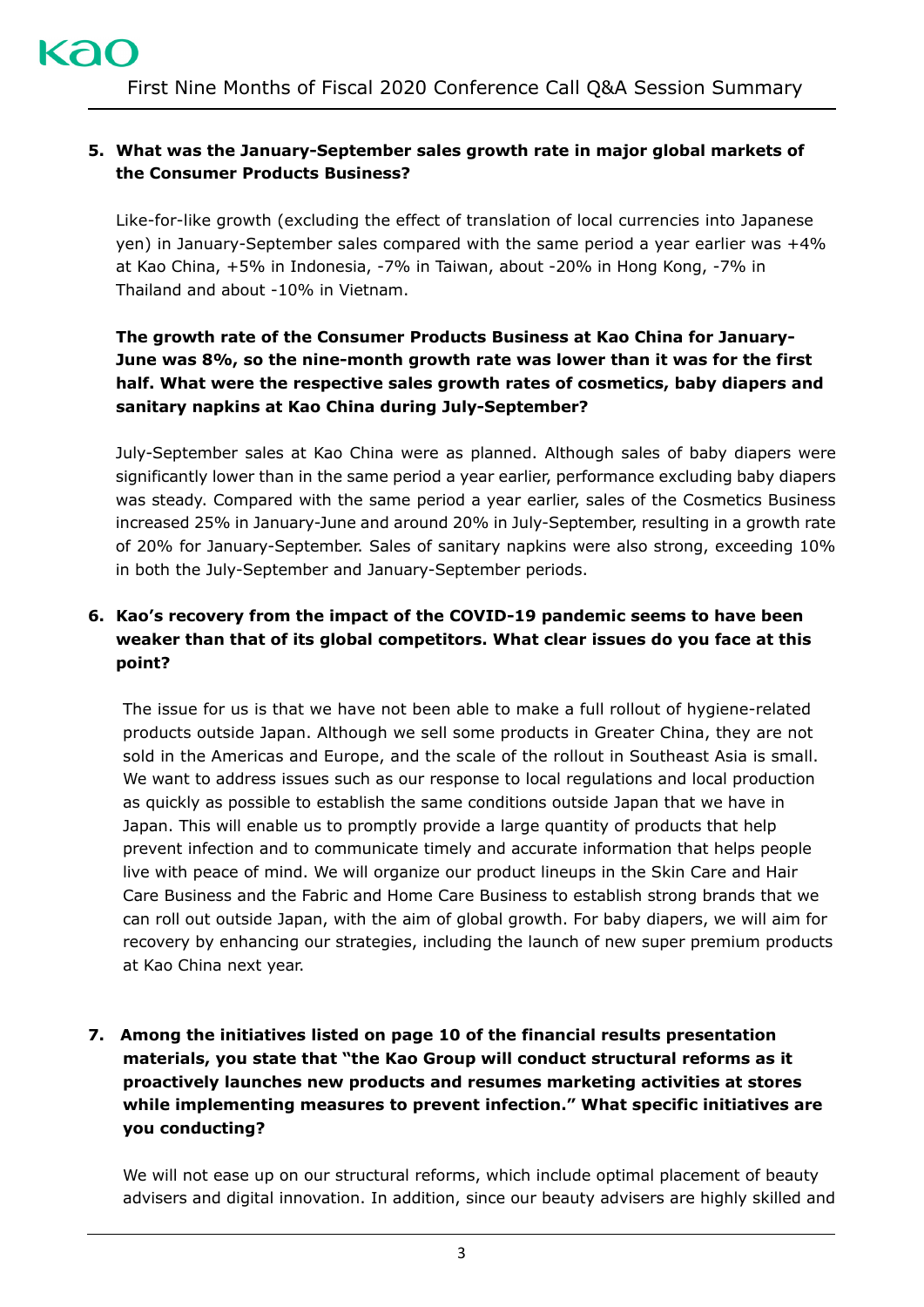**5. What was the January-September sales growth rate in major global markets of the Consumer Products Business?**

Like-for-like growth (excluding the effect of translation of local currencies into Japanese yen) in January-September sales compared with the same period a year earlier was +4% at Kao China, +5% in Indonesia, -7% in Taiwan, about -20% in Hong Kong, -7% in Thailand and about -10% in Vietnam.

**The growth rate of the Consumer Products Business at Kao China for January-June was 8%, so the nine-month growth rate was lower than it was for the first half. What were the respective sales growth rates of cosmetics, baby diapers and sanitary napkins at Kao China during July-September?**

July-September sales at Kao China were as planned. Although sales of baby diapers were significantly lower than in the same period a year earlier, performance excluding baby diapers was steady. Compared with the same period a year earlier, sales of the Cosmetics Business increased 25% in January-June and around 20% in July-September, resulting in a growth rate of 20% for January-September. Sales of sanitary napkins were also strong, exceeding 10% in both the July-September and January-September periods.

**6. Kao's recovery from the impact of the COVID-19 pandemic seems to have been weaker than that of its global competitors. What clear issues do you face at this point?**

The issue for us is that we have not been able to make a full rollout of hygiene-related products outside Japan. Although we sell some products in Greater China, they are not sold in the Americas and Europe, and the scale of the rollout in Southeast Asia is small. We want to address issues such as our response to local regulations and local production as quickly as possible to establish the same conditions outside Japan that we have in Japan. This will enable us to promptly provide a large quantity of products that help prevent infection and to communicate timely and accurate information that helps people live with peace of mind. We will organize our product lineups in the Skin Care and Hair Care Business and the Fabric and Home Care Business to establish strong brands that we can roll out outside Japan, with the aim of global growth. For baby diapers, we will aim for recovery by enhancing our strategies, including the launch of new super premium products at Kao China next year.

**7. Among the initiatives listed on page 10 of the financial results presentation materials, you state that "the Kao Group will conduct structural reforms as it proactively launches new products and resumes marketing activities at stores while implementing measures to prevent infection." What specific initiatives are you conducting?**

We will not ease up on our structural reforms, which include optimal placement of beauty advisers and digital innovation. In addition, since our beauty advisers are highly skilled and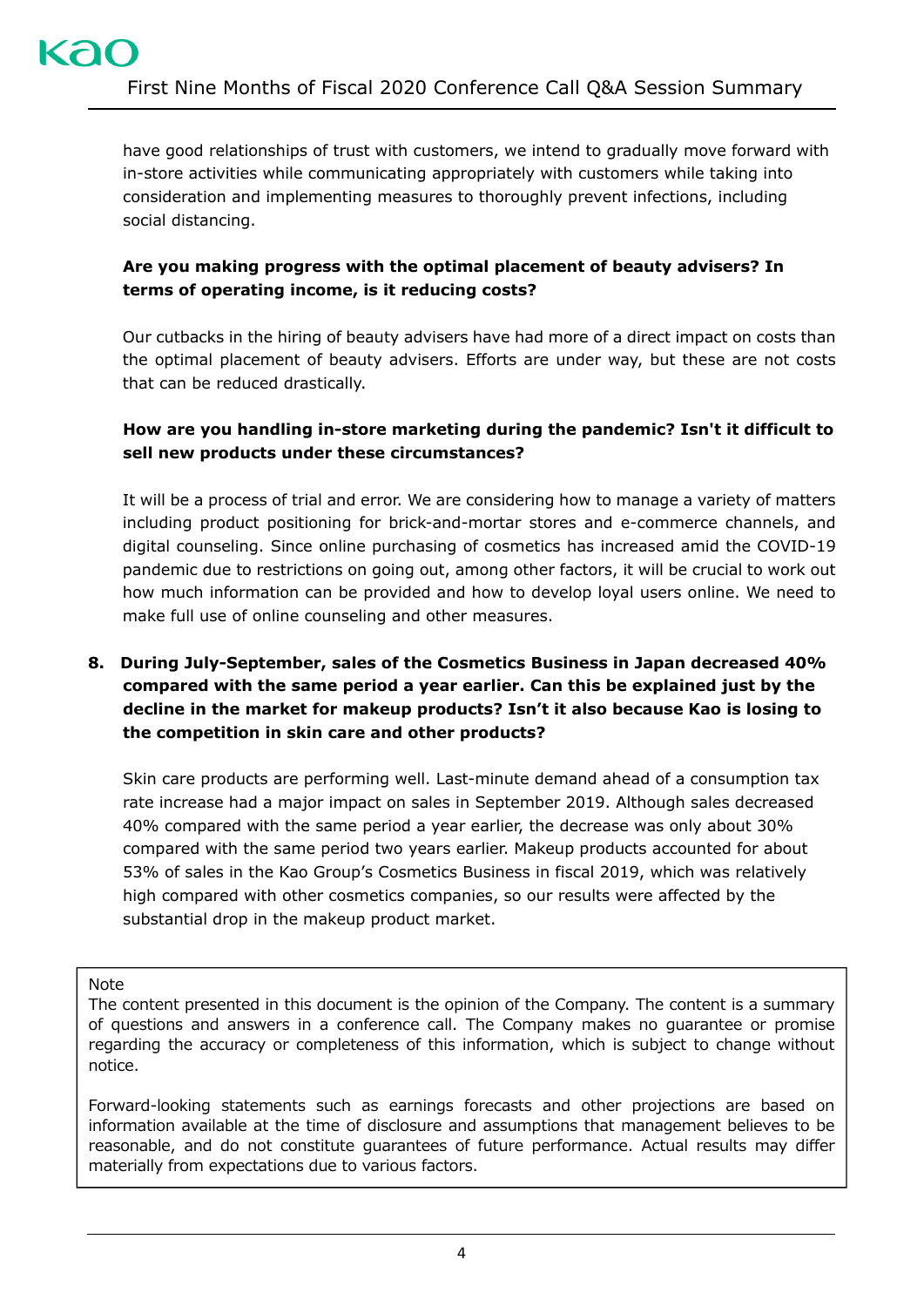have good relationships of trust with customers, we intend to gradually move forward with in-store activities while communicating appropriately with customers while taking into consideration and implementing measures to thoroughly prevent infections, including social distancing.

**Are you making progress with the optimal placement of beauty advisers? In terms of operating income, is it reducing costs?**

Our cutbacks in the hiring of beauty advisers have had more of a direct impact on costs than the optimal placement of beauty advisers. Efforts are under way, but these are not costs that can be reduced drastically.

**How are you handling in-store marketing during the pandemic? Isn't it difficult to sell new products under these circumstances?**

It will be a process of trial and error. We are considering how to manage a variety of matters including product positioning for brick-and-mortar stores and e-commerce channels, and digital counseling. Since online purchasing of cosmetics has increased amid the COVID-19 pandemic due to restrictions on going out, among other factors, it will be crucial to work out how much information can be provided and how to develop loyal users online. We need to make full use of online counseling and other measures.

**8. During July-September, sales of the Cosmetics Business in Japan decreased 40% compared with the same period a year earlier. Can this be explained just by the decline in the market for makeup products? Isn't it also because Kao is losing to the competition in skin care and other products?**

Skin care products are performing well. Last-minute demand ahead of a consumption tax rate increase had a major impact on sales in September 2019. Although sales decreased 40% compared with the same period a year earlier, the decrease was only about 30% compared with the same period two years earlier. Makeup products accounted for about 53% of sales in the Kao Group's Cosmetics Business in fiscal 2019, which was relatively high compared with other cosmetics companies, so our results were affected by the substantial drop in the makeup product market.

Note

The content presented in this document is the opinion of the Company. The content is a summary of questions and answers in a conference call. The Company makes no guarantee or promise regarding the accuracy or completeness of this information, which is subject to change without notice.

Forward-looking statements such as earnings forecasts and other projections are based on information available at the time of disclosure and assumptions that management believes to be reasonable, and do not constitute guarantees of future performance. Actual results may differ materially from expectations due to various factors.